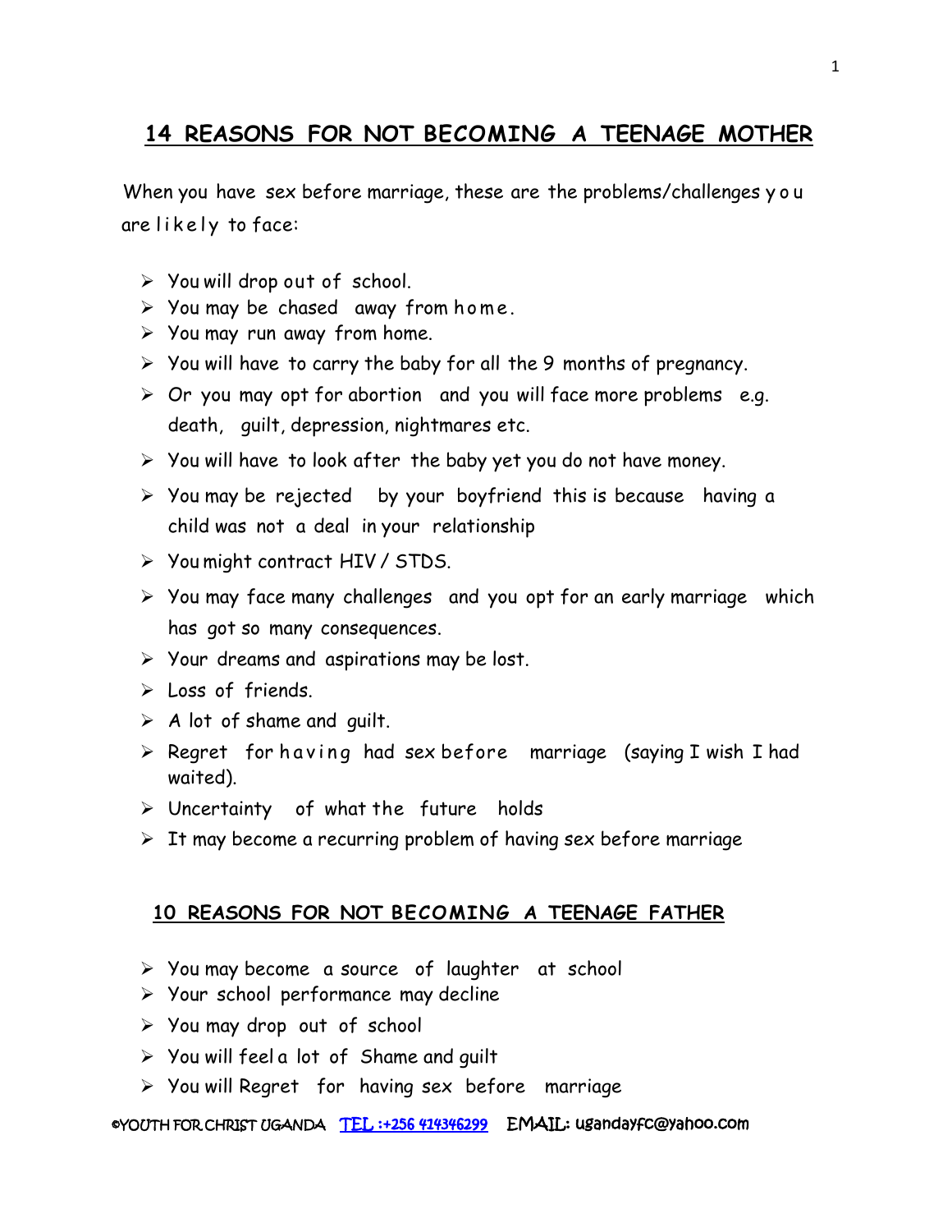## 14 REASONS FOR NOT BECOMING A TEENAGE MOTHER

When you have sex before marriage, these are the problems/challenges you are likely to face:

- You will drop out of school.
- You may be chased away from home.
- You may run away from home.
- You will have to carry the baby for all the 9 months of pregnancy.
- Or you may opt for abortion and you will face more problems e.g. death, guilt, depression, nightmares etc.
- You will have to look after the baby yet you do not have money.
- You may be rejected by your boyfriend this is because having a child was not a deal in your relationship
- You might contract HIV / STDS.
- You may face many challenges and you opt for an early marriage which has got so many consequences.
- Your dreams and aspirations may be lost.
- Loss of friends.
- A lot of shame and guilt.
- Regret for having had sex before marriage (saying I wish I had waited).
- Uncertainty of what the future holds
- It may become a recurring problem of having sex before marriage

## 10 REASONS FOR NOT BECOMING A TEENAGE FATHER

- You may become a source of laughter at school
- Your school performance may decline
- You may drop out of school
- You will feel a lot of Shame and guilt
- You will Regret for having sex before marriage

©YOUTH FOR CHRIST UGANDA TEL :+256 414346299 EMAIL: ugandayfc@yahoo.com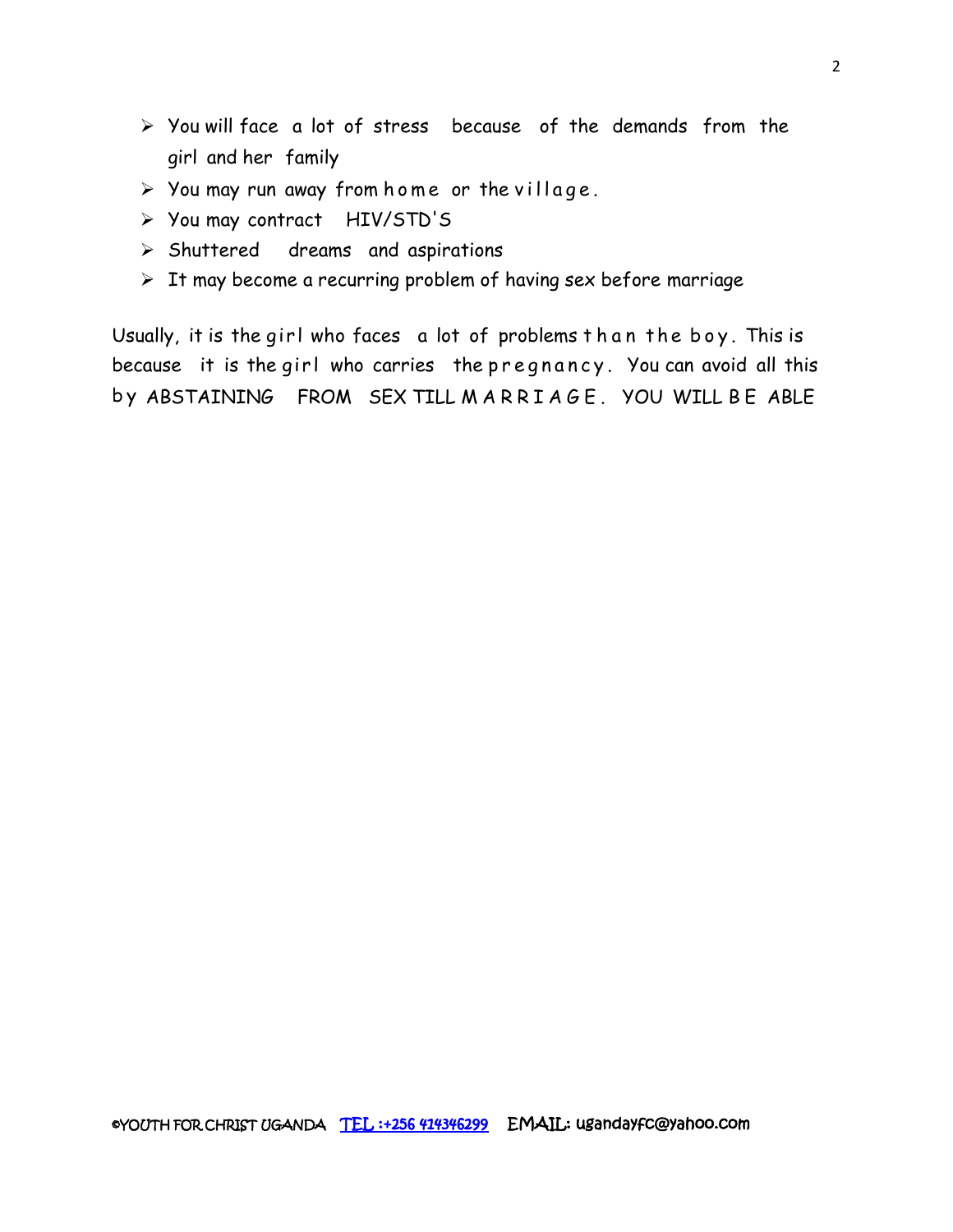- You will face a lot of stress because of the demands from the girl and her family
- You may run away from home or the village.
- You may contract HIV/STD'S
- Shuttered dreams and aspirations
- It may become a recurring problem of having sex before marriage

Usually, it is the girl who faces a lot of problems than the boy. This is because it is the girl who carries the pregnancy. You can avoid all this by ABSTAINING FROM SEX TILL MARRIAGE. YOU WILL BE ABLE